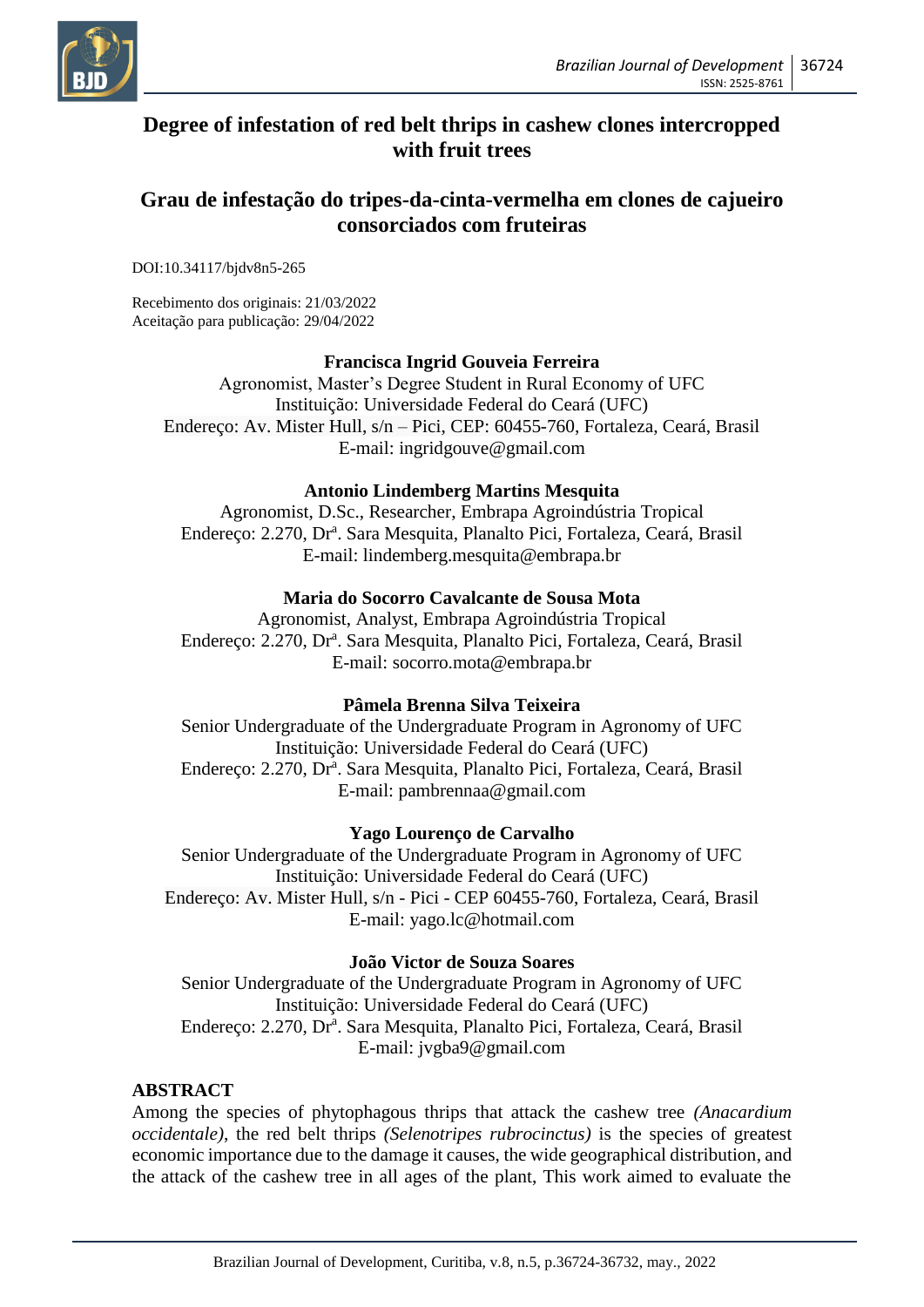# Degree of infestation of red belt thrips in cashew clones intercropped with fruit trees

# Grau de infestação do tripes-da-cinta-vermelha em clones de cajueiro consorciados com fruteiras

DOI:10.34117/bjdv8n5-265

Recebimento dos originais: 21/03/2022
Aceitação para publicação: 29/04/2022

**Francisca Ingrid Gouveia Ferreira**
Agronomist, Master's Degree Student in Rural Economy of UFC
Instituição: Universidade Federal do Ceará (UFC)
Endereço: Av. Mister Hull, s/n – Pici, CEP: 60455-760, Fortaleza, Ceará, Brasil
E-mail: ingridgouve@gmail.com

**Antonio Lindemberg Martins Mesquita**
Agronomist, D.Sc., Researcher, Embrapa Agroindústria Tropical
Endereço: 2.270, Dr[a]. Sara Mesquita, Planalto Pici, Fortaleza, Ceará, Brasil
E-mail: lindemberg.mesquita@embrapa.br

**Maria do Socorro Cavalcante de Sousa Mota**
Agronomist, Analyst, Embrapa Agroindústria Tropical
Endereço: 2.270, Dr[a]. Sara Mesquita, Planalto Pici, Fortaleza, Ceará, Brasil
E-mail: socorro.mota@embrapa.br

**Pâmela Brenna Silva Teixeira**
Senior Undergraduate of the Undergraduate Program in Agronomy of UFC
Instituição: Universidade Federal do Ceará (UFC)
Endereço: 2.270, Dr[a]. Sara Mesquita, Planalto Pici, Fortaleza, Ceará, Brasil
E-mail: pambrennaa@gmail.com

**Yago Lourenço de Carvalho**
Senior Undergraduate of the Undergraduate Program in Agronomy of UFC
Instituição: Universidade Federal do Ceará (UFC)
Endereço: Av. Mister Hull, s/n - Pici - CEP 60455-760, Fortaleza, Ceará, Brasil
E-mail: yago.lc@hotmail.com

**João Victor de Souza Soares**
Senior Undergraduate of the Undergraduate Program in Agronomy of UFC
Instituição: Universidade Federal do Ceará (UFC)
Endereço: 2.270, Dr[a]. Sara Mesquita, Planalto Pici, Fortaleza, Ceará, Brasil
E-mail: jvgba9@gmail.com

## ABSTRACT

Among the species of phytophagous thrips that attack the cashew tree *(Anacardium occidentale)*, the red belt thrips *(Selenotripes rubrocinctus)* is the species of greatest economic importance due to the damage it causes, the wide geographical distribution, and the attack of the cashew tree in all ages of the plant, This work aimed to evaluate the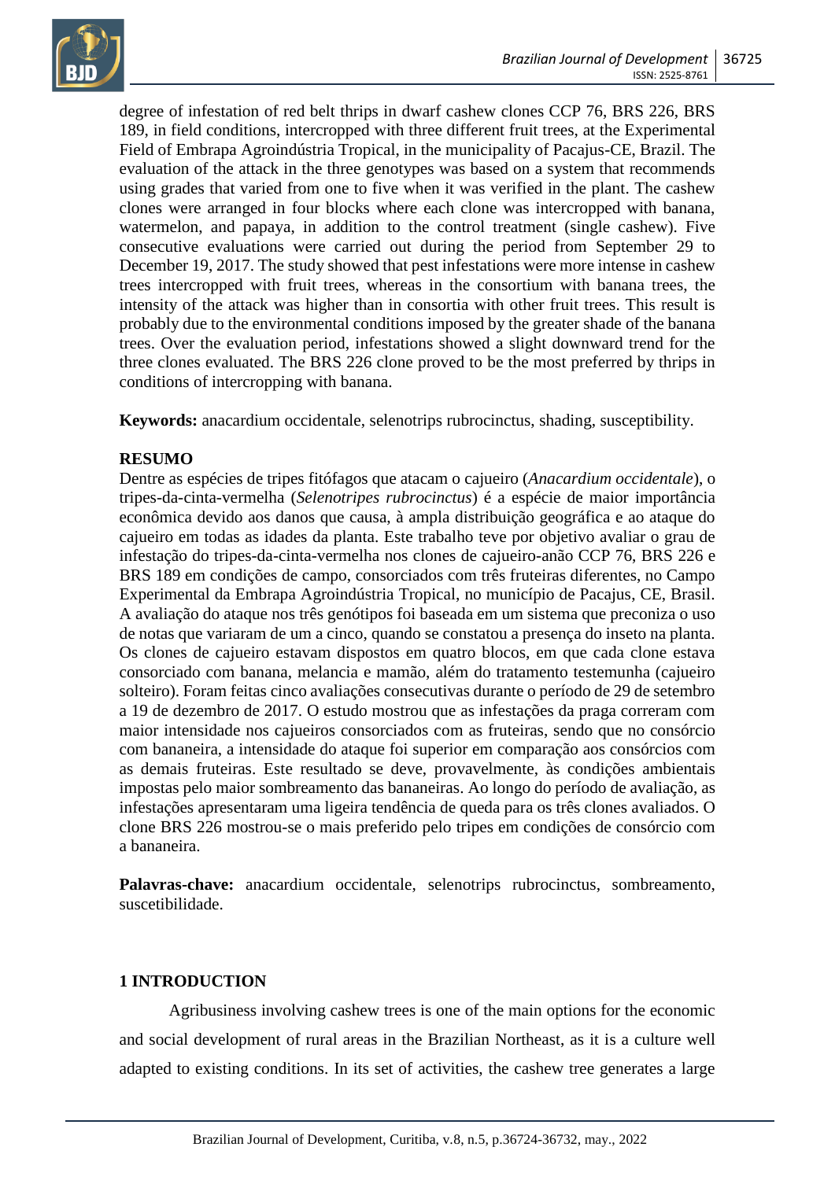degree of infestation of red belt thrips in dwarf cashew clones CCP 76, BRS 226, BRS 189, in field conditions, intercropped with three different fruit trees, at the Experimental Field of Embrapa Agroindústria Tropical, in the municipality of Pacajus-CE, Brazil. The evaluation of the attack in the three genotypes was based on a system that recommends using grades that varied from one to five when it was verified in the plant. The cashew clones were arranged in four blocks where each clone was intercropped with banana, watermelon, and papaya, in addition to the control treatment (single cashew). Five consecutive evaluations were carried out during the period from September 29 to December 19, 2017. The study showed that pest infestations were more intense in cashew trees intercropped with fruit trees, whereas in the consortium with banana trees, the intensity of the attack was higher than in consortia with other fruit trees. This result is probably due to the environmental conditions imposed by the greater shade of the banana trees. Over the evaluation period, infestations showed a slight downward trend for the three clones evaluated. The BRS 226 clone proved to be the most preferred by thrips in conditions of intercropping with banana.

**Keywords:** anacardium occidentale, selenotrips rubrocinctus, shading, susceptibility.

**RESUMO**

Dentre as espécies de tripes fitófagos que atacam o cajueiro (*Anacardium occidentale*), o tripes-da-cinta-vermelha (*Selenotripes rubrocinctus*) é a espécie de maior importância econômica devido aos danos que causa, à ampla distribuição geográfica e ao ataque do cajueiro em todas as idades da planta. Este trabalho teve por objetivo avaliar o grau de infestação do tripes-da-cinta-vermelha nos clones de cajueiro-anão CCP 76, BRS 226 e BRS 189 em condições de campo, consorciados com três fruteiras diferentes, no Campo Experimental da Embrapa Agroindústria Tropical, no município de Pacajus, CE, Brasil. A avaliação do ataque nos três genótipos foi baseada em um sistema que preconiza o uso de notas que variaram de um a cinco, quando se constatou a presença do inseto na planta. Os clones de cajueiro estavam dispostos em quatro blocos, em que cada clone estava consorciado com banana, melancia e mamão, além do tratamento testemunha (cajueiro solteiro). Foram feitas cinco avaliações consecutivas durante o período de 29 de setembro a 19 de dezembro de 2017. O estudo mostrou que as infestações da praga correram com maior intensidade nos cajueiros consorciados com as fruteiras, sendo que no consórcio com bananeira, a intensidade do ataque foi superior em comparação aos consórcios com as demais fruteiras. Este resultado se deve, provavelmente, às condições ambientais impostas pelo maior sombreamento das bananeiras. Ao longo do período de avaliação, as infestações apresentaram uma ligeira tendência de queda para os três clones avaliados. O clone BRS 226 mostrou-se o mais preferido pelo tripes em condições de consórcio com a bananeira.

**Palavras-chave:** anacardium occidentale, selenotrips rubrocinctus, sombreamento, suscetibilidade.

## 1 INTRODUCTION

Agribusiness involving cashew trees is one of the main options for the economic and social development of rural areas in the Brazilian Northeast, as it is a culture well adapted to existing conditions. In its set of activities, the cashew tree generates a large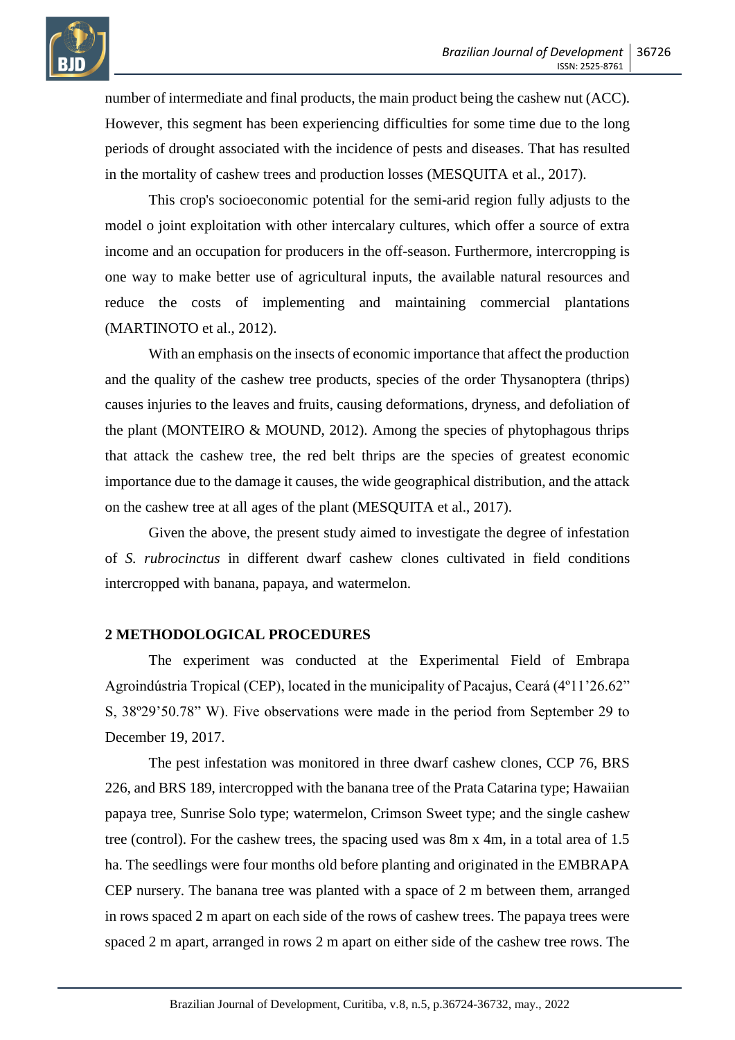number of intermediate and final products, the main product being the cashew nut (ACC). However, this segment has been experiencing difficulties for some time due to the long periods of drought associated with the incidence of pests and diseases. That has resulted in the mortality of cashew trees and production losses (MESQUITA et al., 2017).

This crop's socioeconomic potential for the semi-arid region fully adjusts to the model o joint exploitation with other intercalary cultures, which offer a source of extra income and an occupation for producers in the off-season. Furthermore, intercropping is one way to make better use of agricultural inputs, the available natural resources and reduce the costs of implementing and maintaining commercial plantations (MARTINOTO et al., 2012).

With an emphasis on the insects of economic importance that affect the production and the quality of the cashew tree products, species of the order Thysanoptera (thrips) causes injuries to the leaves and fruits, causing deformations, dryness, and defoliation of the plant (MONTEIRO & MOUND, 2012). Among the species of phytophagous thrips that attack the cashew tree, the red belt thrips are the species of greatest economic importance due to the damage it causes, the wide geographical distribution, and the attack on the cashew tree at all ages of the plant (MESQUITA et al., 2017).

Given the above, the present study aimed to investigate the degree of infestation of *S. rubrocinctus* in different dwarf cashew clones cultivated in field conditions intercropped with banana, papaya, and watermelon.

## 2 METHODOLOGICAL PROCEDURES

The experiment was conducted at the Experimental Field of Embrapa Agroindústria Tropical (CEP), located in the municipality of Pacajus, Ceará (4º11'26.62" S, 38º29'50.78" W). Five observations were made in the period from September 29 to December 19, 2017.

The pest infestation was monitored in three dwarf cashew clones, CCP 76, BRS 226, and BRS 189, intercropped with the banana tree of the Prata Catarina type; Hawaiian papaya tree, Sunrise Solo type; watermelon, Crimson Sweet type; and the single cashew tree (control). For the cashew trees, the spacing used was 8m x 4m, in a total area of 1.5 ha. The seedlings were four months old before planting and originated in the EMBRAPA CEP nursery. The banana tree was planted with a space of 2 m between them, arranged in rows spaced 2 m apart on each side of the rows of cashew trees. The papaya trees were spaced 2 m apart, arranged in rows 2 m apart on either side of the cashew tree rows. The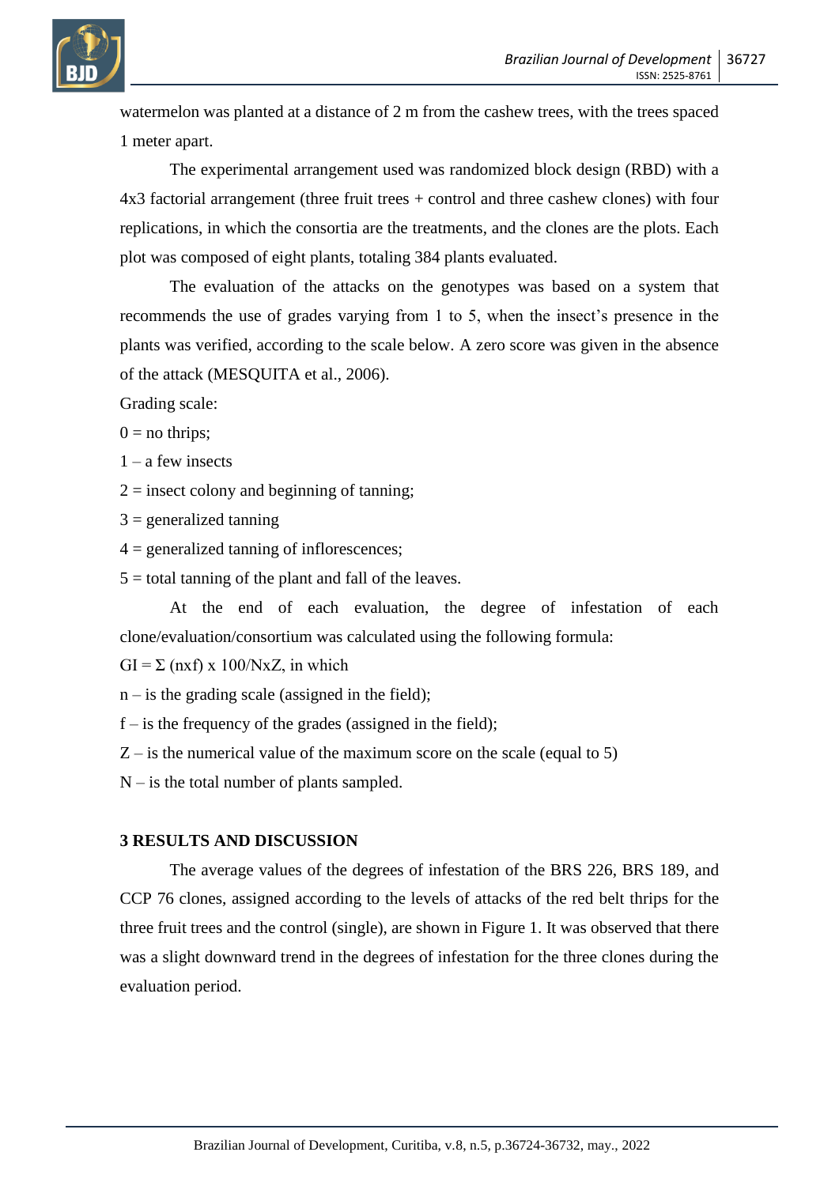watermelon was planted at a distance of 2 m from the cashew trees, with the trees spaced 1 meter apart.

The experimental arrangement used was randomized block design (RBD) with a 4x3 factorial arrangement (three fruit trees + control and three cashew clones) with four replications, in which the consortia are the treatments, and the clones are the plots. Each plot was composed of eight plants, totaling 384 plants evaluated.

The evaluation of the attacks on the genotypes was based on a system that recommends the use of grades varying from 1 to 5, when the insect's presence in the plants was verified, according to the scale below. A zero score was given in the absence of the attack (MESQUITA et al., 2006).

Grading scale:

0 = no thrips;

1 – a few insects

2 = insect colony and beginning of tanning;

3 = generalized tanning

4 = generalized tanning of inflorescences;

5 = total tanning of the plant and fall of the leaves.

At the end of each evaluation, the degree of infestation of each clone/evaluation/consortium was calculated using the following formula:

$GI = \Sigma\ (n \times f) \times 100/NxZ$, in which

n – is the grading scale (assigned in the field);

f – is the frequency of the grades (assigned in the field);

Z – is the numerical value of the maximum score on the scale (equal to 5)

N – is the total number of plants sampled.

## 3 RESULTS AND DISCUSSION

The average values of the degrees of infestation of the BRS 226, BRS 189, and CCP 76 clones, assigned according to the levels of attacks of the red belt thrips for the three fruit trees and the control (single), are shown in Figure 1. It was observed that there was a slight downward trend in the degrees of infestation for the three clones during the evaluation period.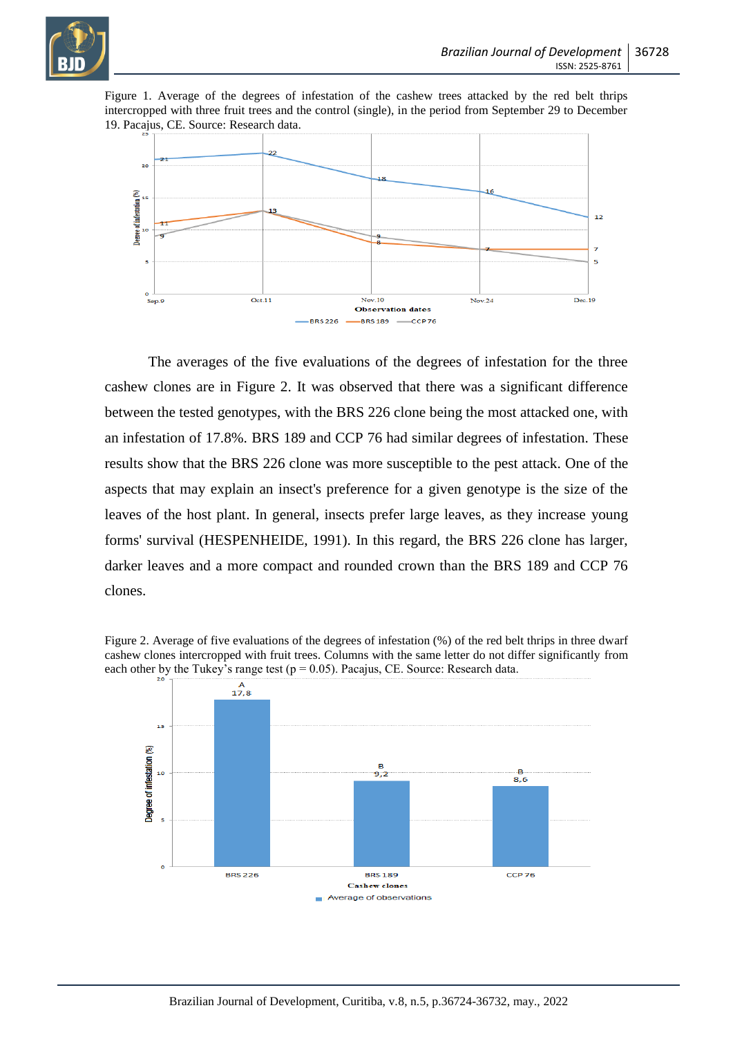Figure 1. Average of the degrees of infestation of the cashew trees attacked by the red belt thrips intercropped with three fruit trees and the control (single), in the period from September 29 to December 19. Pacajus, CE. Source: Research data.

Degree of infestation (%)

25
20
15
10
5
0

21
22
18
16
12
11
13
8
7
7
9
13
9
7
5

Sep.9
Oct.11
Nov.10
Nov.24
Dec.19

Observation dates

BRS 226
BRS 189
CCP 76

The averages of the five evaluations of the degrees of infestation for the three cashew clones are in Figure 2. It was observed that there was a significant difference between the tested genotypes, with the BRS 226 clone being the most attacked one, with an infestation of 17.8%. BRS 189 and CCP 76 had similar degrees of infestation. These results show that the BRS 226 clone was more susceptible to the pest attack. One of the aspects that may explain an insect's preference for a given genotype is the size of the leaves of the host plant. In general, insects prefer large leaves, as they increase young forms' survival (HESPENHEIDE, 1991). In this regard, the BRS 226 clone has larger, darker leaves and a more compact and rounded crown than the BRS 189 and CCP 76 clones.

Figure 2. Average of five evaluations of the degrees of infestation (%) of the red belt thrips in three dwarf cashew clones intercropped with fruit trees. Columns with the same letter do not differ significantly from each other by the Tukey's range test ($p = 0.05$). Pacajus, CE. Source: Research data.

Degree of infestation (%)

20
15
10
5
0

A
17,8

B
9,2

B
8,6

BRS 226
BRS 189
CCP 76

Cashew clones

Average of observations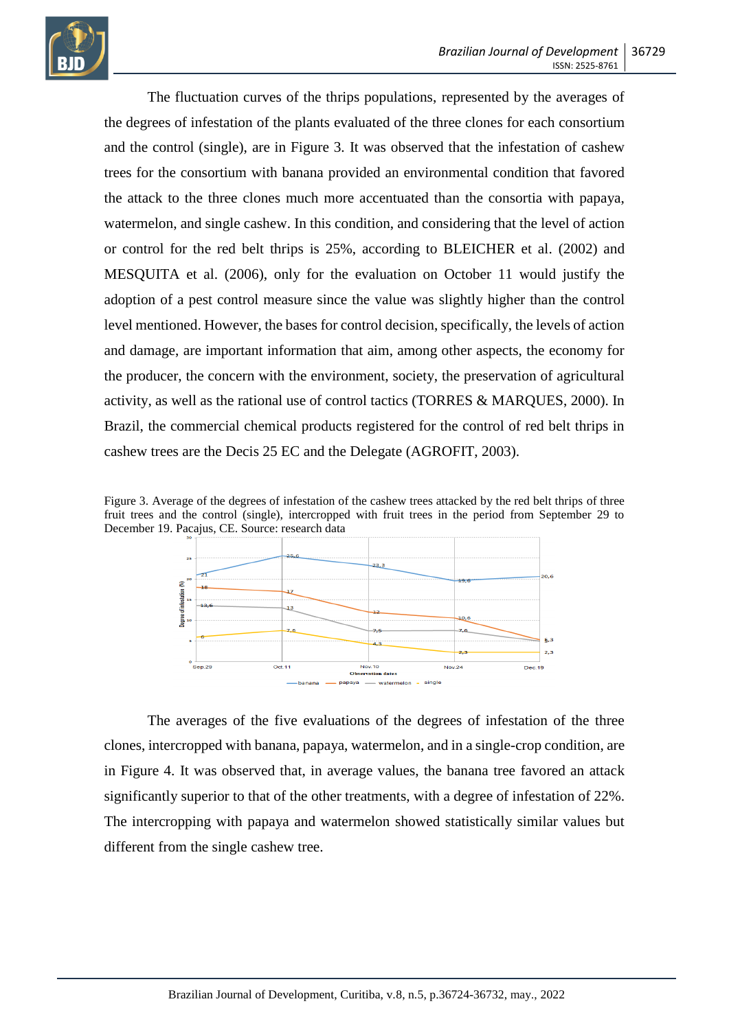The fluctuation curves of the thrips populations, represented by the averages of the degrees of infestation of the plants evaluated of the three clones for each consortium and the control (single), are in Figure 3. It was observed that the infestation of cashew trees for the consortium with banana provided an environmental condition that favored the attack to the three clones much more accentuated than the consortia with papaya, watermelon, and single cashew. In this condition, and considering that the level of action or control for the red belt thrips is 25%, according to BLEICHER et al. (2002) and MESQUITA et al. (2006), only for the evaluation on October 11 would justify the adoption of a pest control measure since the value was slightly higher than the control level mentioned. However, the bases for control decision, specifically, the levels of action and damage, are important information that aim, among other aspects, the economy for the producer, the concern with the environment, society, the preservation of agricultural activity, as well as the rational use of control tactics (TORRES & MARQUES, 2000). In Brazil, the commercial chemical products registered for the control of red belt thrips in cashew trees are the Decis 25 EC and the Delegate (AGROFIT, 2003).

Figure 3. Average of the degrees of infestation of the cashew trees attacked by the red belt thrips of three fruit trees and the control (single), intercropped with fruit trees in the period from September 29 to December 19. Pacajus, CE. Source: research data

Degree of infestation (%)
30
25
20
15
10
5
0
21
25,6
23,3
19,6
20,6
18
17
12
10,6
13,6
13
7,5
7,6
5,3
6
7,8
4,3
2,3
2,3
Sep.29
Oct.11
Nov.10
Nov.24
Dec.19
Observation dates
banana
papaya
watermelon
single

The averages of the five evaluations of the degrees of infestation of the three clones, intercropped with banana, papaya, watermelon, and in a single-crop condition, are in Figure 4. It was observed that, in average values, the banana tree favored an attack significantly superior to that of the other treatments, with a degree of infestation of 22%. The intercropping with papaya and watermelon showed statistically similar values but different from the single cashew tree.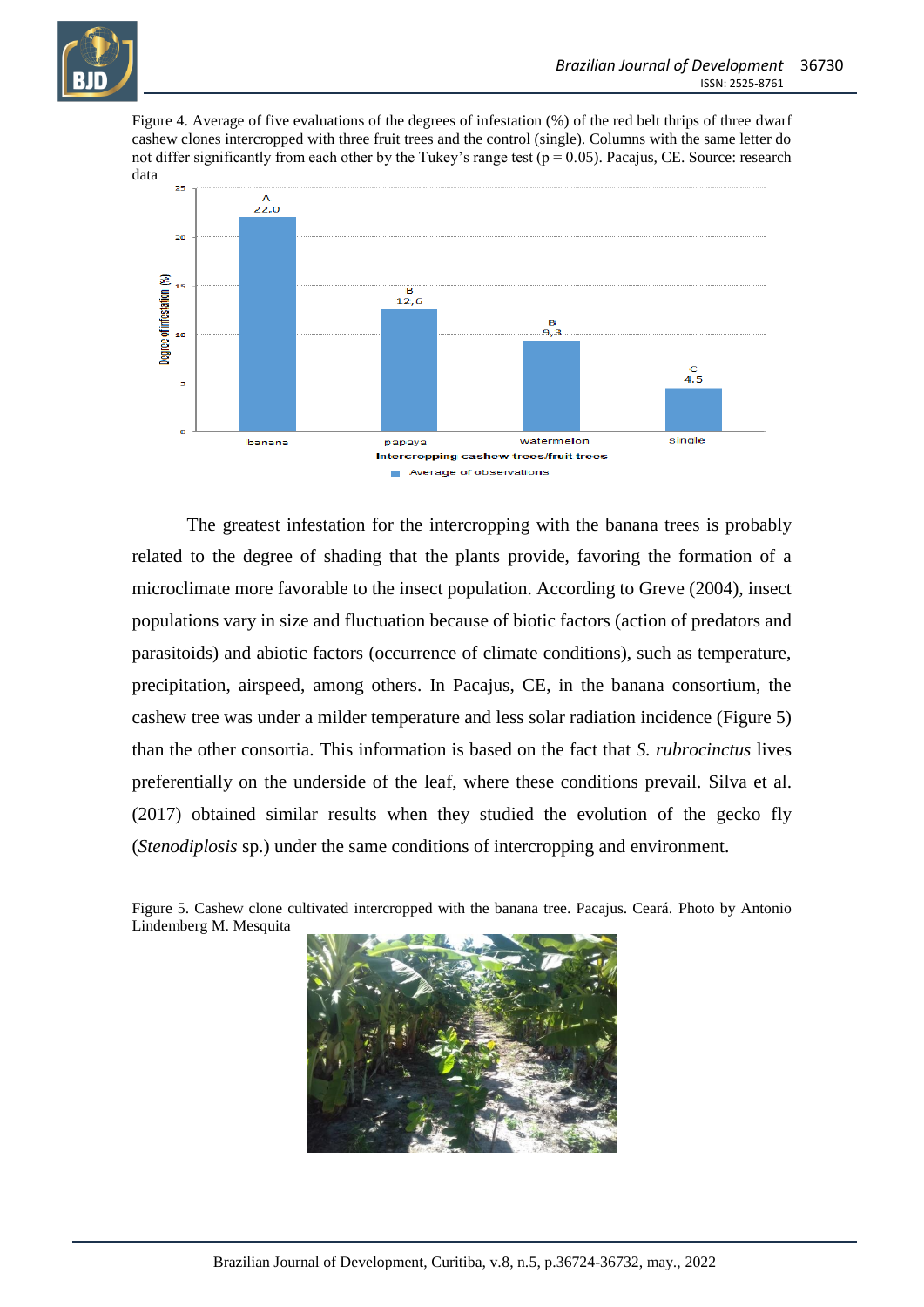Figure 4. Average of five evaluations of the degrees of infestation (%) of the red belt thrips of three dwarf cashew clones intercropped with three fruit trees and the control (single). Columns with the same letter do not differ significantly from each other by the Tukey's range test (p = 0.05). Pacajus, CE. Source: research data

Degree of infestation (%)

25
20
15
10
5
0

A
22,0

B
12,6

B
9,3

C
4,5

banana
papaya
watermelon
single

Intercropping cashew trees/fruit trees

Average of observations

The greatest infestation for the intercropping with the banana trees is probably related to the degree of shading that the plants provide, favoring the formation of a microclimate more favorable to the insect population. According to Greve (2004), insect populations vary in size and fluctuation because of biotic factors (action of predators and parasitoids) and abiotic factors (occurrence of climate conditions), such as temperature, precipitation, airspeed, among others. In Pacajus, CE, in the banana consortium, the cashew tree was under a milder temperature and less solar radiation incidence (Figure 5) than the other consortia. This information is based on the fact that *S. rubrocinctus* lives preferentially on the underside of the leaf, where these conditions prevail. Silva et al. (2017) obtained similar results when they studied the evolution of the gecko fly (*Stenodiplosis* sp.) under the same conditions of intercropping and environment.

Figure 5. Cashew clone cultivated intercropped with the banana tree. Pacajus. Ceará. Photo by Antonio Lindemberg M. Mesquita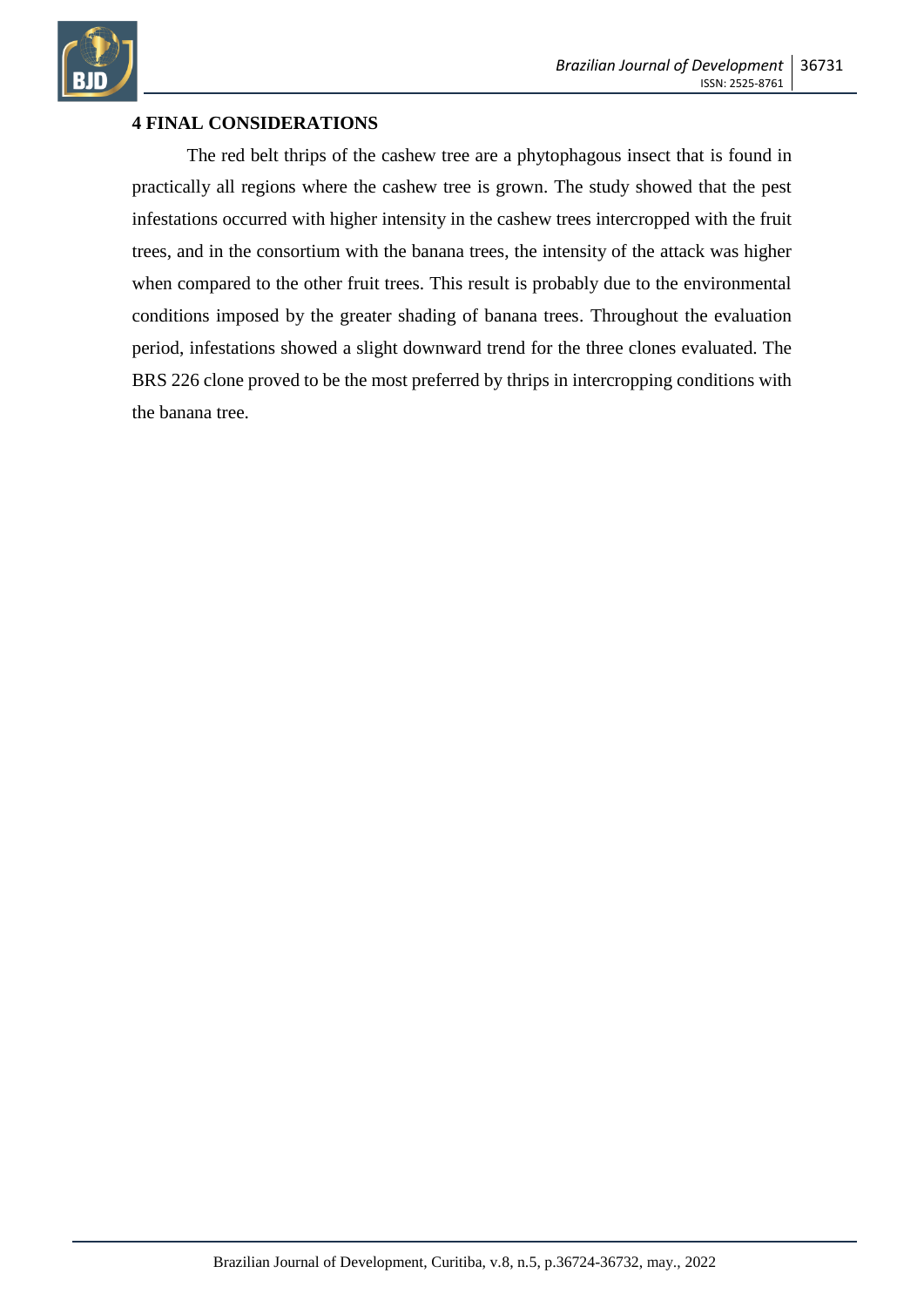## 4 FINAL CONSIDERATIONS

The red belt thrips of the cashew tree are a phytophagous insect that is found in practically all regions where the cashew tree is grown. The study showed that the pest infestations occurred with higher intensity in the cashew trees intercropped with the fruit trees, and in the consortium with the banana trees, the intensity of the attack was higher when compared to the other fruit trees. This result is probably due to the environmental conditions imposed by the greater shading of banana trees. Throughout the evaluation period, infestations showed a slight downward trend for the three clones evaluated. The BRS 226 clone proved to be the most preferred by thrips in intercropping conditions with the banana tree.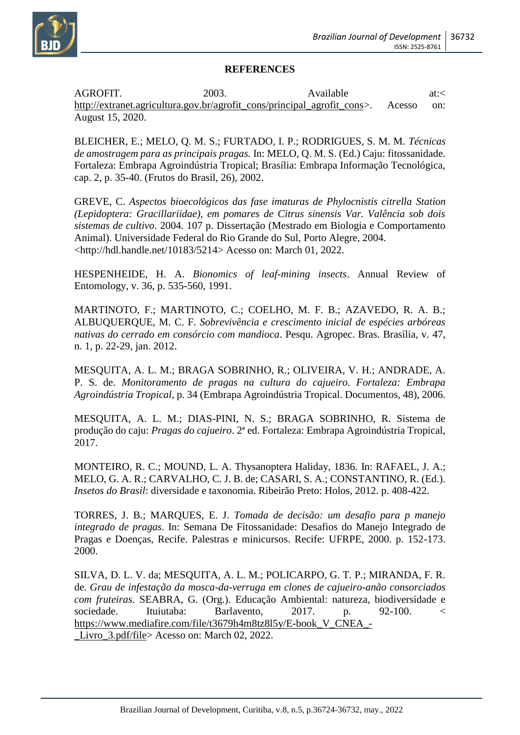**REFERENCES**

AGROFIT. 2003. Available at:< http://extranet.agricultura.gov.br/agrofit_cons/principal_agrofit_cons>. Acesso on: August 15, 2020.

BLEICHER, E.; MELO, Q. M. S.; FURTADO, I. P.; RODRIGUES, S. M. M. *Técnicas de amostragem para as principais pragas.* In: MELO, Q. M. S. (Ed.) Caju: fitossanidade. Fortaleza: Embrapa Agroindústria Tropical; Brasília: Embrapa Informação Tecnológica, cap. 2, p. 35-40. (Frutos do Brasil, 26), 2002.

GREVE, C. *Aspectos bioecológicos das fase imaturas de Phylocnistis citrella Station (Lepidoptera: Gracillariidae), em pomares de Citrus sinensis Var. Valência sob dois sistemas de cultivo*. 2004. 107 p. Dissertação (Mestrado em Biologia e Comportamento Animal). Universidade Federal do Rio Grande do Sul, Porto Alegre, 2004. <http://hdl.handle.net/10183/5214> Acesso on: March 01, 2022.

HESPENHEIDE, H. A. *Bionomics of leaf-mining insects*. Annual Review of Entomology, v. 36, p. 535-560, 1991.

MARTINOTO, F.; MARTINOTO, C.; COELHO, M. F. B.; AZAVEDO, R. A. B.; ALBUQUERQUE, M. C. F. *Sobrevivência e crescimento inicial de espécies arbóreas nativas do cerrado em consórcio com mandioca*. Pesqu. Agropec. Bras. Brasília, v. 47, n. 1, p. 22-29, jan. 2012.

MESQUITA, A. L. M.; BRAGA SOBRINHO, R.; OLIVEIRA, V. H.; ANDRADE, A. P. S. de. *Monitoramento de pragas na cultura do cajueiro. Fortaleza: Embrapa Agroindústria Tropical*, p. 34 (Embrapa Agroindústria Tropical. Documentos, 48), 2006.

MESQUITA, A. L. M.; DIAS-PINI, N. S.; BRAGA SOBRINHO, R. Sistema de produção do caju: *Pragas do cajueiro*. 2ª ed. Fortaleza: Embrapa Agroindústria Tropical, 2017.

MONTEIRO, R. C.; MOUND, L. A. Thysanoptera Haliday, 1836. In: RAFAEL, J. A.; MELO, G. A. R.; CARVALHO, C. J. B. de; CASARI, S. A.; CONSTANTINO, R. (Ed.). *Insetos do Brasil*: diversidade e taxonomia. Ribeirão Preto: Holos, 2012. p. 408-422.

TORRES, J. B.; MARQUES, E. J. *Tomada de decisão: um desafio para p manejo integrado de pragas*. In: Semana De Fitossanidade: Desafios do Manejo Integrado de Pragas e Doenças, Recife. Palestras e minicursos. Recife: UFRPE, 2000. p. 152-173. 2000.

SILVA, D. L. V. da; MESQUITA, A. L. M.; POLICARPO, G. T. P.; MIRANDA, F. R. de. *Grau de infestação da mosca-da-verruga em clones de cajueiro-anão consorciados com fruteiras.* SEABRA, G. (Org.). Educação Ambiental: natureza, biodiversidade e sociedade. Ituiutaba: Barlavento, 2017. p. 92-100. < https://www.mediafire.com/file/t3679h4m8tz8l5y/E-book_V_CNEA_-_Livro_3.pdf/file> Acesso on: March 02, 2022.